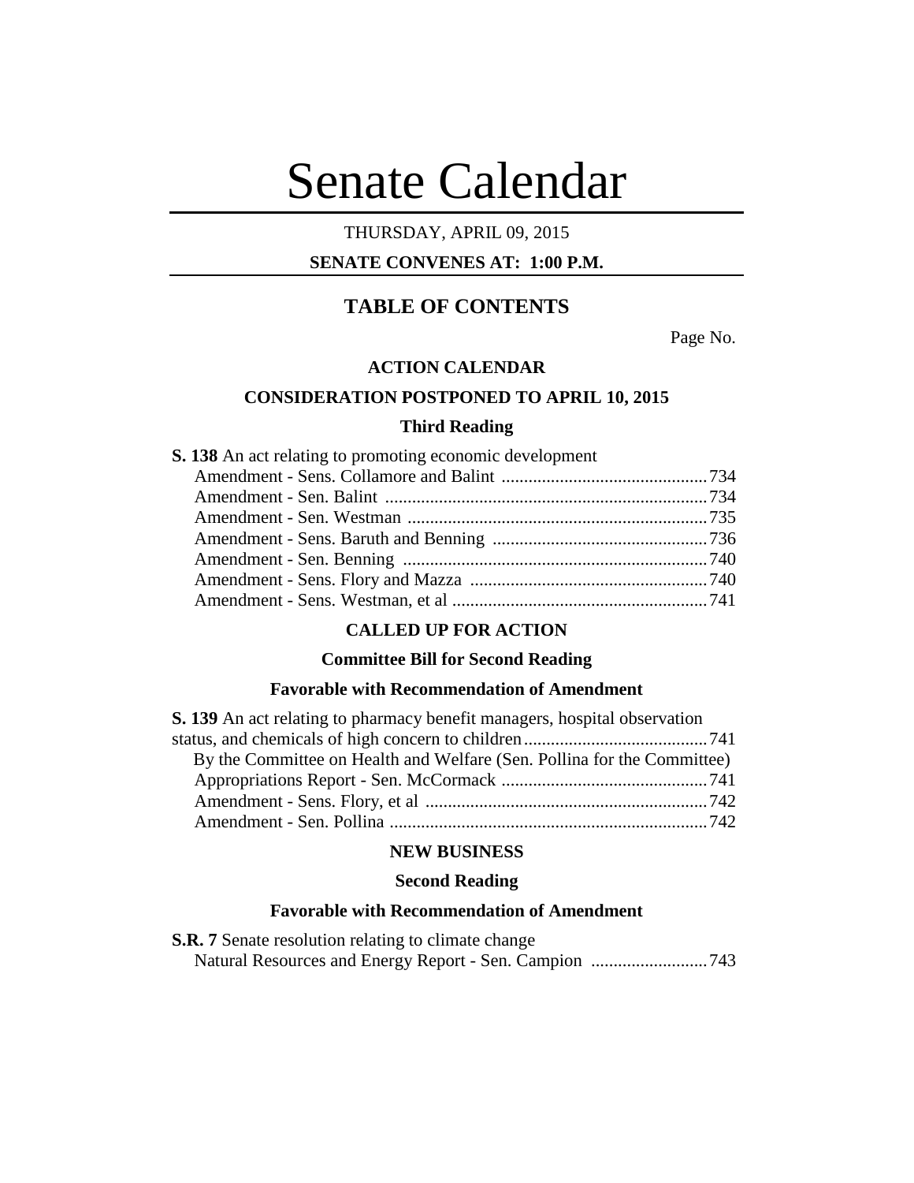# Senate Calendar

THURSDAY, APRIL 09, 2015

**SENATE CONVENES AT: 1:00 P.M.**

## TABLE OF CONTENTS

Page No.

### ACTION CALENDAR

### CONSIDERATION POSTPONED TO APRIL 10, 2015

#### Third Reading

**S. 138** An act relating to promoting economic development
- Amendment - Sens. Collamore and Balint ....................................734
- Amendment - Sen. Balint ....................................734
- Amendment - Sen. Westman ....................................735
- Amendment - Sens. Baruth and Benning ....................................736
- Amendment - Sen. Benning ....................................740
- Amendment - Sens. Flory and Mazza ....................................740
- Amendment - Sens. Westman, et al ....................................741

### CALLED UP FOR ACTION

#### Committee Bill for Second Reading

#### Favorable with Recommendation of Amendment

**S. 139** An act relating to pharmacy benefit managers, hospital observation status, and chemicals of high concern to children....................................741

By the Committee on Health and Welfare (Sen. Pollina for the Committee)
- Appropriations Report - Sen. McCormack ....................................741
- Amendment - Sens. Flory, et al ....................................742
- Amendment - Sen. Pollina ....................................742

### NEW BUSINESS

#### Second Reading

#### Favorable with Recommendation of Amendment

**S.R. 7** Senate resolution relating to climate change
- Natural Resources and Energy Report - Sen. Campion ....................................743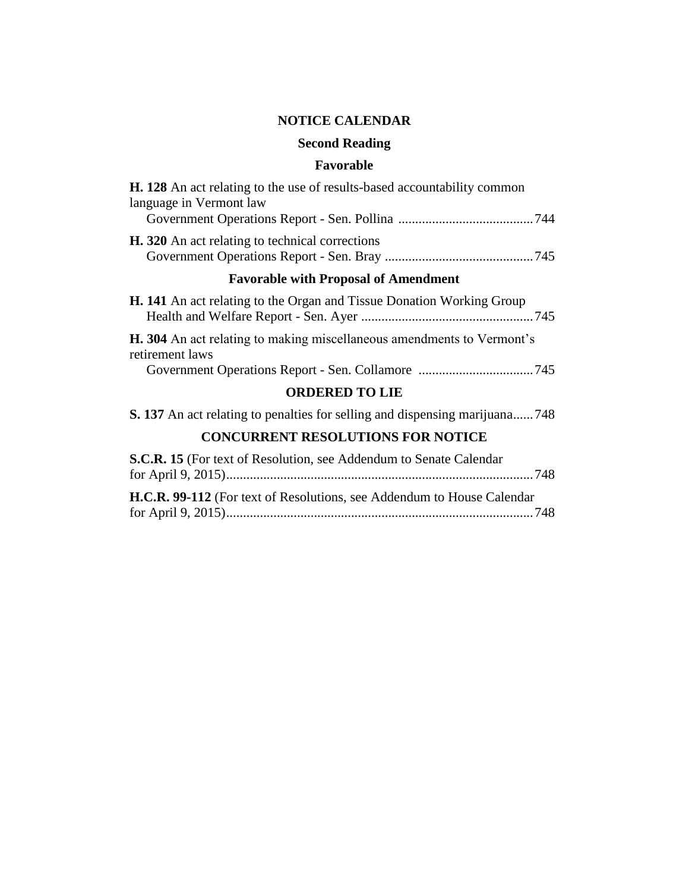## NOTICE CALENDAR

### Second Reading

### Favorable

**H. 128** An act relating to the use of results-based accountability common language in Vermont law
Government Operations Report - Sen. Pollina ........................................ 744

**H. 320** An act relating to technical corrections
Government Operations Report - Sen. Bray ............................................ 745

### Favorable with Proposal of Amendment

**H. 141** An act relating to the Organ and Tissue Donation Working Group
Health and Welfare Report - Sen. Ayer ................................................... 745

**H. 304** An act relating to making miscellaneous amendments to Vermont's retirement laws
Government Operations Report - Sen. Collamore .................................. 745

### ORDERED TO LIE

**S. 137** An act relating to penalties for selling and dispensing marijuana...... 748

### CONCURRENT RESOLUTIONS FOR NOTICE

**S.C.R. 15** (For text of Resolution, see Addendum to Senate Calendar for April 9, 2015)........................................................................................... 748

**H.C.R. 99-112** (For text of Resolutions, see Addendum to House Calendar for April 9, 2015)........................................................................................... 748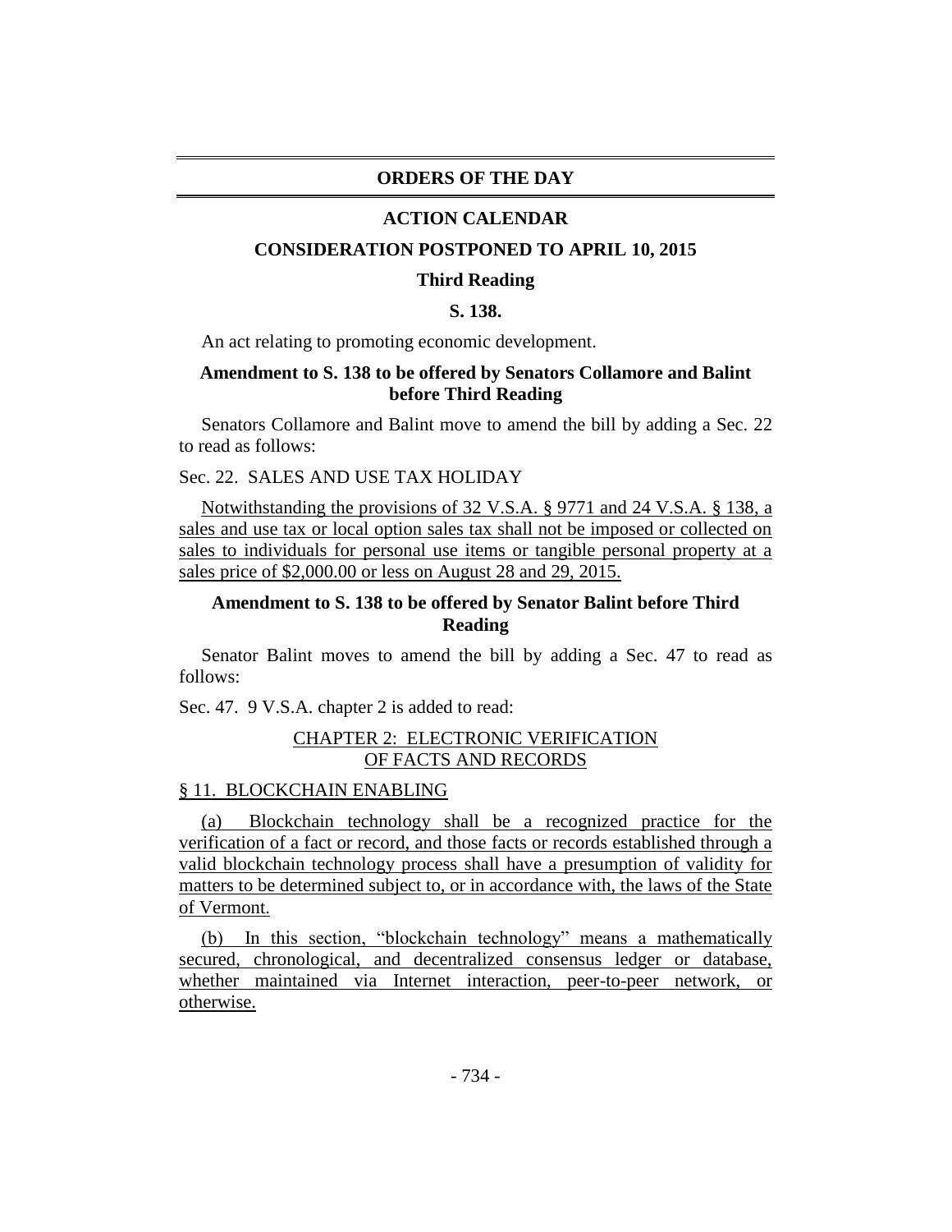## ORDERS OF THE DAY

## ACTION CALENDAR

### CONSIDERATION POSTPONED TO APRIL 10, 2015

#### Third Reading

#### S. 138.

An act relating to promoting economic development.

**Amendment to S. 138 to be offered by Senators Collamore and Balint before Third Reading**

Senators Collamore and Balint move to amend the bill by adding a Sec. 22 to read as follows:

Sec. 22. SALES AND USE TAX HOLIDAY

Notwithstanding the provisions of 32 V.S.A. § 9771 and 24 V.S.A. § 138, a sales and use tax or local option sales tax shall not be imposed or collected on sales to individuals for personal use items or tangible personal property at a sales price of $2,000.00 or less on August 28 and 29, 2015.

**Amendment to S. 138 to be offered by Senator Balint before Third Reading**

Senator Balint moves to amend the bill by adding a Sec. 47 to read as follows:

Sec. 47. 9 V.S.A. chapter 2 is added to read:

CHAPTER 2: ELECTRONIC VERIFICATION OF FACTS AND RECORDS

§ 11. BLOCKCHAIN ENABLING

(a) Blockchain technology shall be a recognized practice for the verification of a fact or record, and those facts or records established through a valid blockchain technology process shall have a presumption of validity for matters to be determined subject to, or in accordance with, the laws of the State of Vermont.

(b) In this section, "blockchain technology" means a mathematically secured, chronological, and decentralized consensus ledger or database, whether maintained via Internet interaction, peer-to-peer network, or otherwise.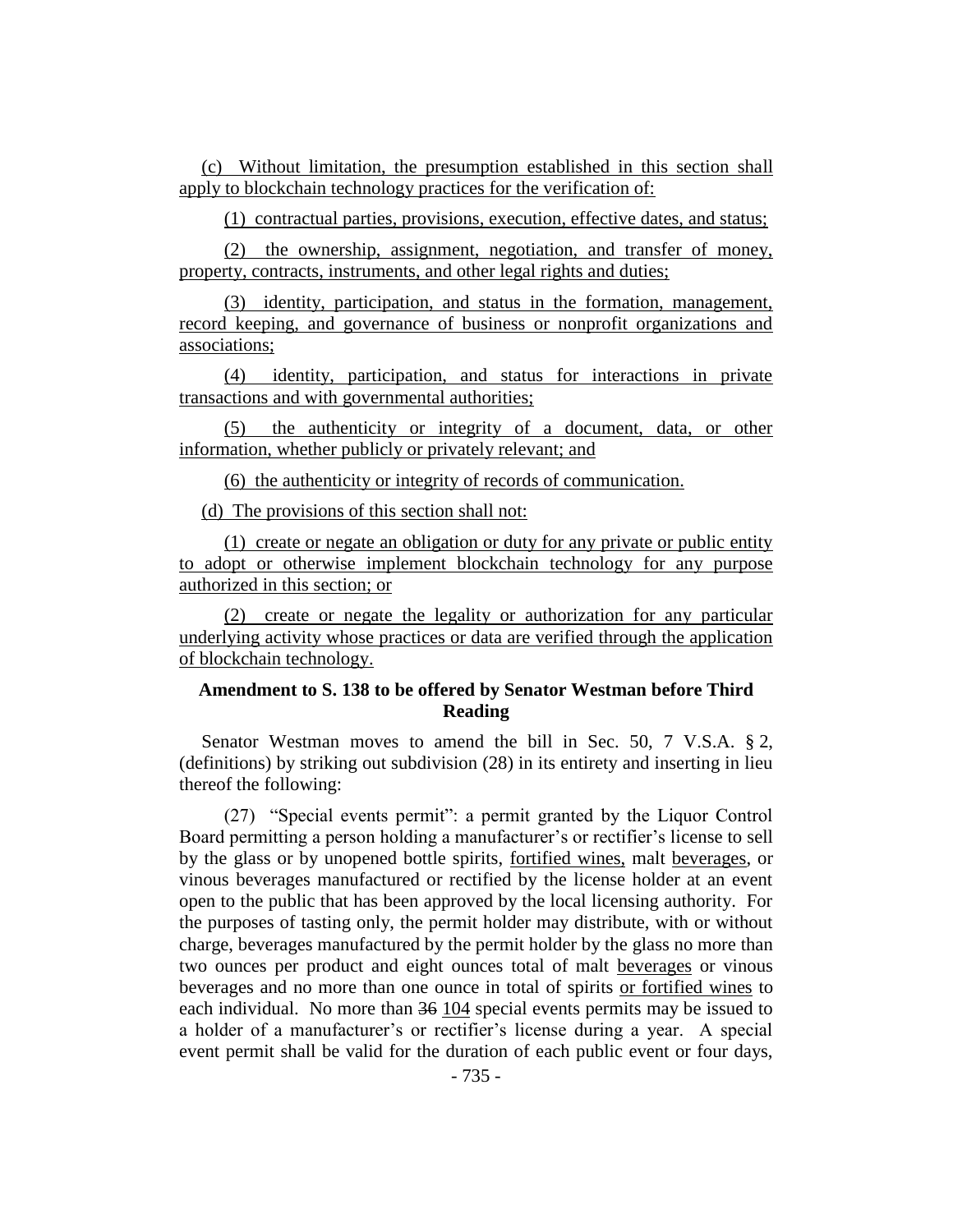(c) Without limitation, the presumption established in this section shall apply to blockchain technology practices for the verification of:

(1) contractual parties, provisions, execution, effective dates, and status;

(2) the ownership, assignment, negotiation, and transfer of money, property, contracts, instruments, and other legal rights and duties;

(3) identity, participation, and status in the formation, management, record keeping, and governance of business or nonprofit organizations and associations;

(4) identity, participation, and status for interactions in private transactions and with governmental authorities;

(5) the authenticity or integrity of a document, data, or other information, whether publicly or privately relevant; and

(6) the authenticity or integrity of records of communication.

(d) The provisions of this section shall not:

(1) create or negate an obligation or duty for any private or public entity to adopt or otherwise implement blockchain technology for any purpose authorized in this section; or

(2) create or negate the legality or authorization for any particular underlying activity whose practices or data are verified through the application of blockchain technology.

### Amendment to S. 138 to be offered by Senator Westman before Third Reading

Senator Westman moves to amend the bill in Sec. 50, 7 V.S.A. § 2, (definitions) by striking out subdivision (28) in its entirety and inserting in lieu thereof the following:

(27) "Special events permit": a permit granted by the Liquor Control Board permitting a person holding a manufacturer's or rectifier's license to sell by the glass or by unopened bottle spirits, fortified wines, malt beverages, or vinous beverages manufactured or rectified by the license holder at an event open to the public that has been approved by the local licensing authority. For the purposes of tasting only, the permit holder may distribute, with or without charge, beverages manufactured by the permit holder by the glass no more than two ounces per product and eight ounces total of malt beverages or vinous beverages and no more than one ounce in total of spirits or fortified wines to each individual. No more than ~~36~~ 104 special events permits may be issued to a holder of a manufacturer's or rectifier's license during a year. A special event permit shall be valid for the duration of each public event or four days,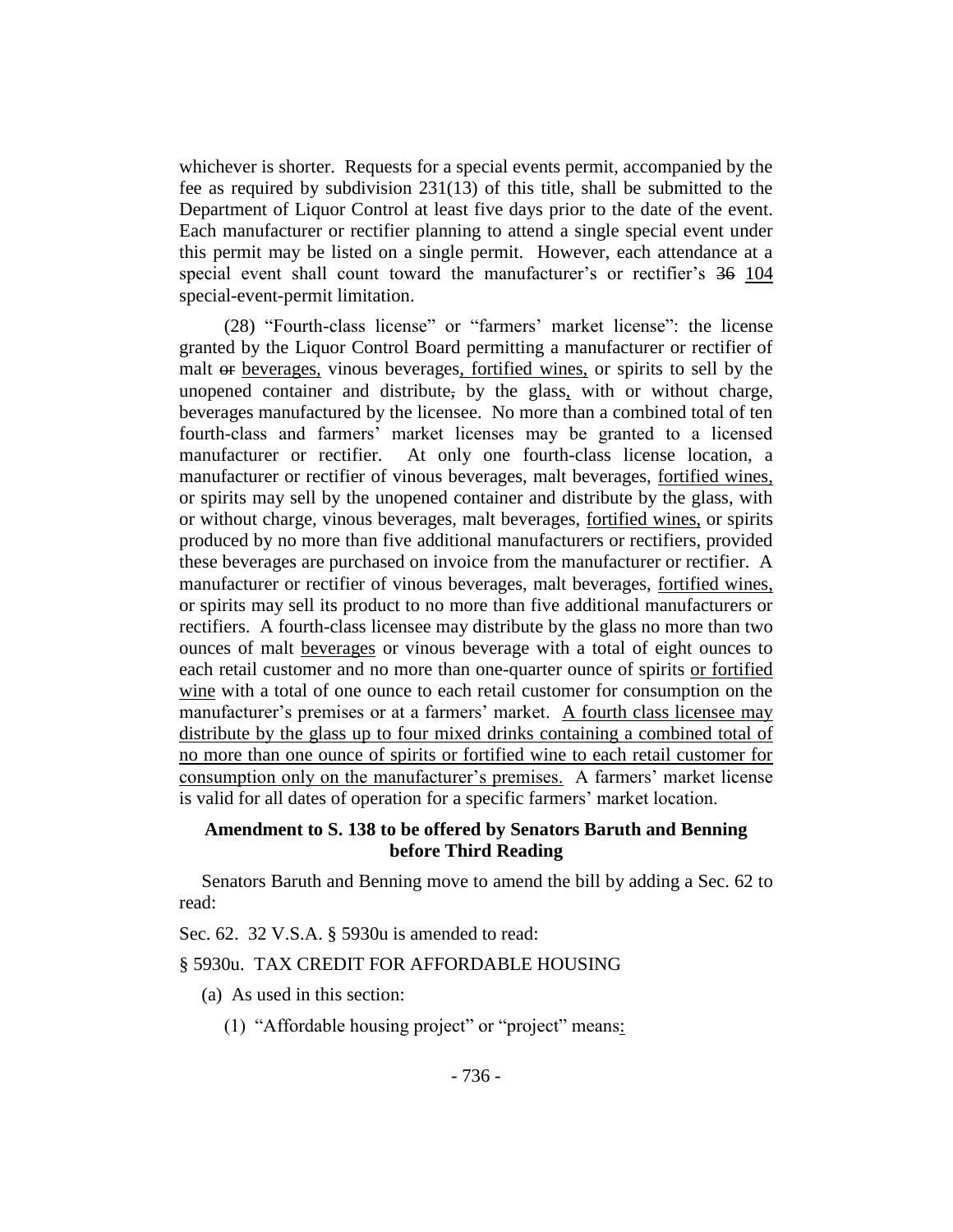whichever is shorter. Requests for a special events permit, accompanied by the fee as required by subdivision 231(13) of this title, shall be submitted to the Department of Liquor Control at least five days prior to the date of the event. Each manufacturer or rectifier planning to attend a single special event under this permit may be listed on a single permit. However, each attendance at a special event shall count toward the manufacturer's or rectifier's ~~36~~ <u>104</u> special-event-permit limitation.

(28) "Fourth-class license" or "farmers' market license": the license granted by the Liquor Control Board permitting a manufacturer or rectifier of malt ~~or~~ <u>beverages,</u> vinous beverages<u>, fortified wines,</u> or spirits to sell by the unopened container and distribute~~,~~ by the glass<u>,</u> with or without charge, beverages manufactured by the licensee. No more than a combined total of ten fourth-class and farmers' market licenses may be granted to a licensed manufacturer or rectifier. At only one fourth-class license location, a manufacturer or rectifier of vinous beverages, malt beverages, <u>fortified wines,</u> or spirits may sell by the unopened container and distribute by the glass, with or without charge, vinous beverages, malt beverages, <u>fortified wines,</u> or spirits produced by no more than five additional manufacturers or rectifiers, provided these beverages are purchased on invoice from the manufacturer or rectifier. A manufacturer or rectifier of vinous beverages, malt beverages, <u>fortified wines,</u> or spirits may sell its product to no more than five additional manufacturers or rectifiers. A fourth-class licensee may distribute by the glass no more than two ounces of malt <u>beverages</u> or vinous beverage with a total of eight ounces to each retail customer and no more than one-quarter ounce of spirits <u>or fortified wine</u> with a total of one ounce to each retail customer for consumption on the manufacturer's premises or at a farmers' market. <u>A fourth class licensee may distribute by the glass up to four mixed drinks containing a combined total of no more than one ounce of spirits or fortified wine to each retail customer for consumption only on the manufacturer's premises.</u> A farmers' market license is valid for all dates of operation for a specific farmers' market location.

**Amendment to S. 138 to be offered by Senators Baruth and Benning before Third Reading**

Senators Baruth and Benning move to amend the bill by adding a Sec. 62 to read:

Sec. 62. 32 V.S.A. § 5930u is amended to read:

§ 5930u. TAX CREDIT FOR AFFORDABLE HOUSING

(a) As used in this section:

(1) "Affordable housing project" or "project" means<u>:</u>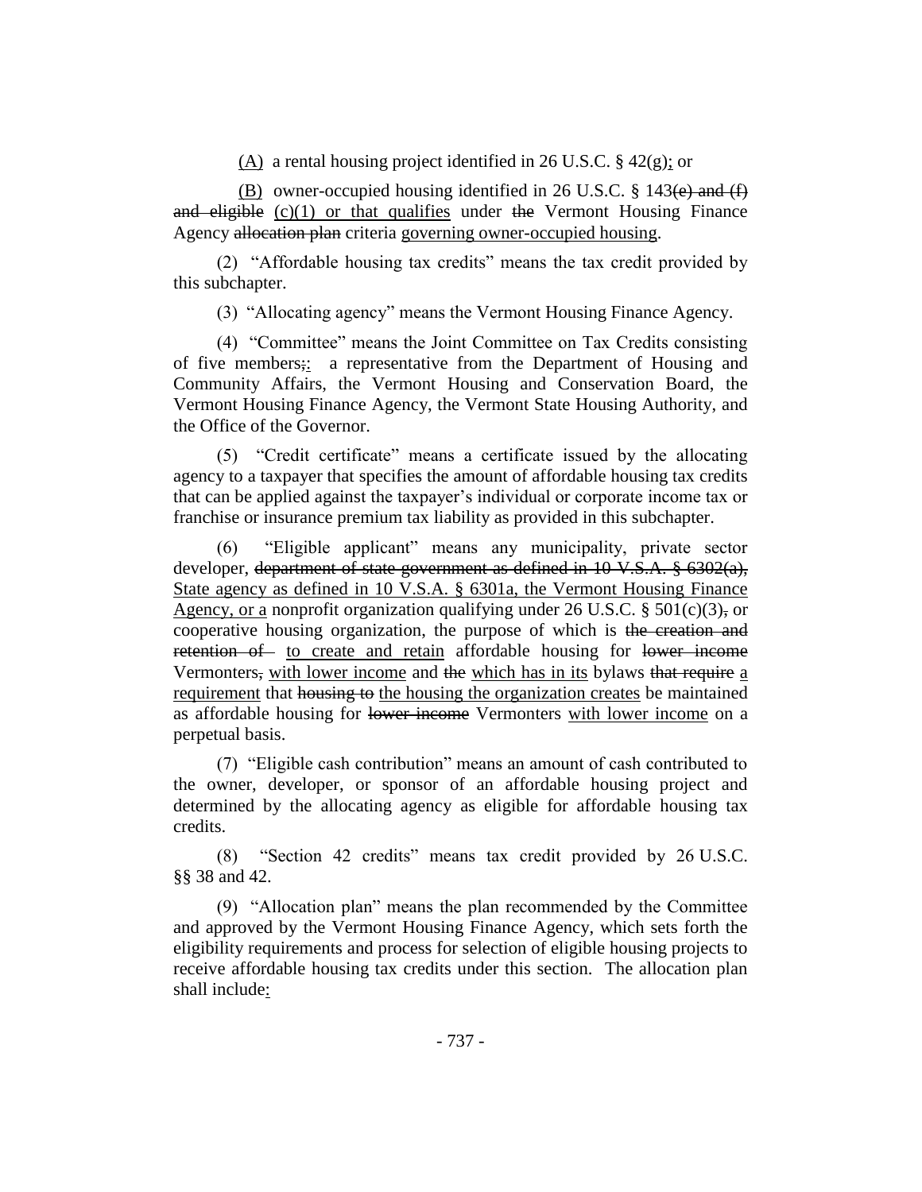(<u>A</u>) a rental housing project identified in 26 U.S.C. § 42(g)<u>;</u> or

(<u>B</u>) owner-occupied housing identified in 26 U.S.C. § 143~~(e) and (f) and eligible~~ <u>(c)(1) or that qualifies</u> under ~~the~~ Vermont Housing Finance Agency ~~allocation plan~~ criteria <u>governing owner-occupied housing</u>.

(2) "Affordable housing tax credits" means the tax credit provided by this subchapter.

(3) "Allocating agency" means the Vermont Housing Finance Agency.

(4) "Committee" means the Joint Committee on Tax Credits consisting of five members~~;~~<u>:</u> a representative from the Department of Housing and Community Affairs, the Vermont Housing and Conservation Board, the Vermont Housing Finance Agency, the Vermont State Housing Authority, and the Office of the Governor.

(5) "Credit certificate" means a certificate issued by the allocating agency to a taxpayer that specifies the amount of affordable housing tax credits that can be applied against the taxpayer's individual or corporate income tax or franchise or insurance premium tax liability as provided in this subchapter.

(6) "Eligible applicant" means any municipality, private sector developer, ~~department of state government as defined in 10 V.S.A. § 6302(a),~~ <u>State agency as defined in 10 V.S.A. § 6301a, the Vermont Housing Finance Agency, or a</u> nonprofit organization qualifying under 26 U.S.C. § 501(c)(3)~~,~~ or cooperative housing organization, the purpose of which is ~~the creation and retention of~~ <u>to create and retain</u> affordable housing for ~~lower income~~ Vermonters~~,~~ <u>with lower income</u> and ~~the~~ <u>which has in its</u> bylaws ~~that require~~ <u>a requirement</u> that ~~housing to~~ <u>the housing the organization creates</u> be maintained as affordable housing for ~~lower income~~ Vermonters <u>with lower income</u> on a perpetual basis.

(7) "Eligible cash contribution" means an amount of cash contributed to the owner, developer, or sponsor of an affordable housing project and determined by the allocating agency as eligible for affordable housing tax credits.

(8) "Section 42 credits" means tax credit provided by 26 U.S.C. §§ 38 and 42.

(9) "Allocation plan" means the plan recommended by the Committee and approved by the Vermont Housing Finance Agency, which sets forth the eligibility requirements and process for selection of eligible housing projects to receive affordable housing tax credits under this section. The allocation plan shall include<u>:</u>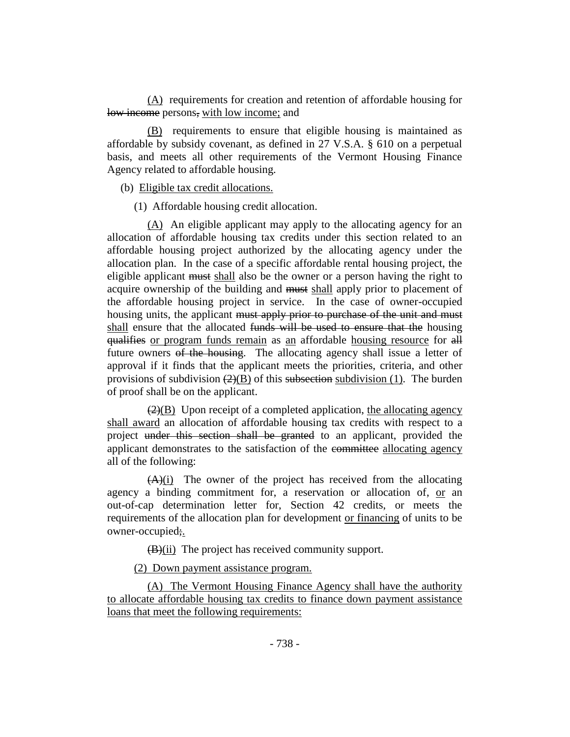<u>(A)</u> requirements for creation and retention of affordable housing for ~~low income~~ persons~~,~~ <u>with low income;</u> and

<u>(B)</u> requirements to ensure that eligible housing is maintained as affordable by subsidy covenant, as defined in 27 V.S.A. § 610 on a perpetual basis, and meets all other requirements of the Vermont Housing Finance Agency related to affordable housing.

(b) <u>Eligible tax credit allocations.</u>

(1) Affordable housing credit allocation.

<u>(A)</u> An eligible applicant may apply to the allocating agency for an allocation of affordable housing tax credits under this section related to an affordable housing project authorized by the allocating agency under the allocation plan. In the case of a specific affordable rental housing project, the eligible applicant ~~must~~ <u>shall</u> also be the owner or a person having the right to acquire ownership of the building and ~~must~~ <u>shall</u> apply prior to placement of the affordable housing project in service. In the case of owner-occupied housing units, the applicant ~~must apply prior to purchase of the unit and must~~ <u>shall</u> ensure that the allocated ~~funds will be used to ensure that the~~ housing ~~qualifies~~ <u>or program funds remain</u> as <u>an</u> affordable <u>housing resource</u> for ~~all~~ future owners ~~of the housing~~. The allocating agency shall issue a letter of approval if it finds that the applicant meets the priorities, criteria, and other provisions of subdivision ~~(2)~~<u>(B)</u> of this ~~subsection~~ <u>subdivision (1)</u>. The burden of proof shall be on the applicant.

~~(2)~~<u>(B)</u> Upon receipt of a completed application, <u>the allocating agency shall award</u> an allocation of affordable housing tax credits with respect to a project ~~under this section shall be granted~~ to an applicant, provided the applicant demonstrates to the satisfaction of the ~~committee~~ <u>allocating agency</u> all of the following:

~~(A)~~<u>(i)</u> The owner of the project has received from the allocating agency a binding commitment for, a reservation or allocation of, <u>or</u> an out-of-cap determination letter for, Section 42 credits, or meets the requirements of the allocation plan for development <u>or financing</u> of units to be owner-occupied~~;~~<u>.</u>

~~(B)~~<u>(ii)</u> The project has received community support.

<u>(2) Down payment assistance program.</u>

<u>(A) The Vermont Housing Finance Agency shall have the authority to allocate affordable housing tax credits to finance down payment assistance loans that meet the following requirements:</u>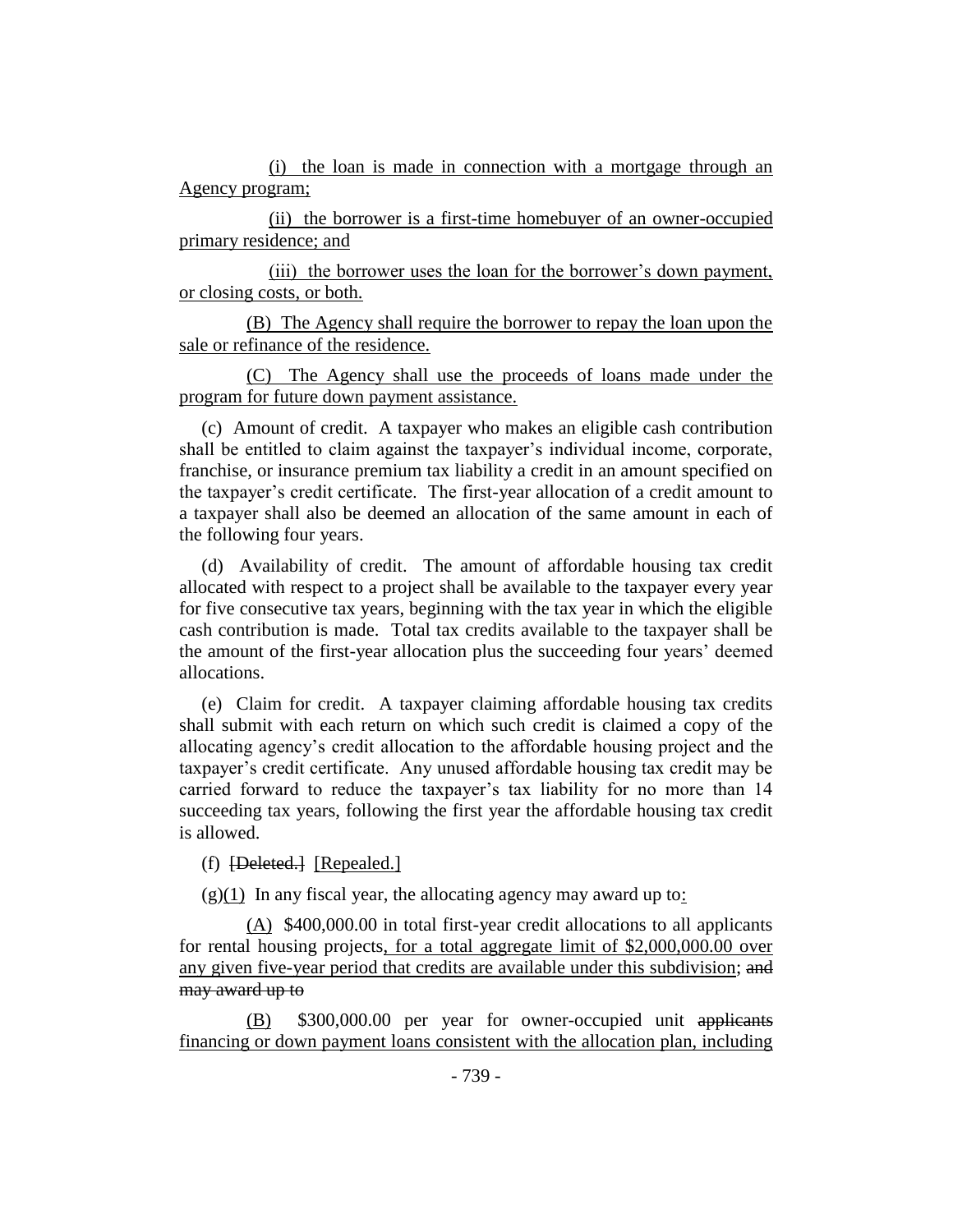(i) the loan is made in connection with a mortgage through an Agency program;

(ii) the borrower is a first-time homebuyer of an owner-occupied primary residence; and

(iii) the borrower uses the loan for the borrower's down payment, or closing costs, or both.

(B) The Agency shall require the borrower to repay the loan upon the sale or refinance of the residence.

(C) The Agency shall use the proceeds of loans made under the program for future down payment assistance.

(c) Amount of credit. A taxpayer who makes an eligible cash contribution shall be entitled to claim against the taxpayer's individual income, corporate, franchise, or insurance premium tax liability a credit in an amount specified on the taxpayer's credit certificate. The first-year allocation of a credit amount to a taxpayer shall also be deemed an allocation of the same amount in each of the following four years.

(d) Availability of credit. The amount of affordable housing tax credit allocated with respect to a project shall be available to the taxpayer every year for five consecutive tax years, beginning with the tax year in which the eligible cash contribution is made. Total tax credits available to the taxpayer shall be the amount of the first-year allocation plus the succeeding four years' deemed allocations.

(e) Claim for credit. A taxpayer claiming affordable housing tax credits shall submit with each return on which such credit is claimed a copy of the allocating agency's credit allocation to the affordable housing project and the taxpayer's credit certificate. Any unused affordable housing tax credit may be carried forward to reduce the taxpayer's tax liability for no more than 14 succeeding tax years, following the first year the affordable housing tax credit is allowed.

(f) ~~[Deleted.]~~ [Repealed.]

(g)(1) In any fiscal year, the allocating agency may award up to:

(A) $400,000.00 in total first-year credit allocations to all applicants for rental housing projects, for a total aggregate limit of $2,000,000.00 over any given five-year period that credits are available under this subdivision; ~~and may award up to~~

(B) $300,000.00 per year for owner-occupied unit ~~applicants~~ financing or down payment loans consistent with the allocation plan, including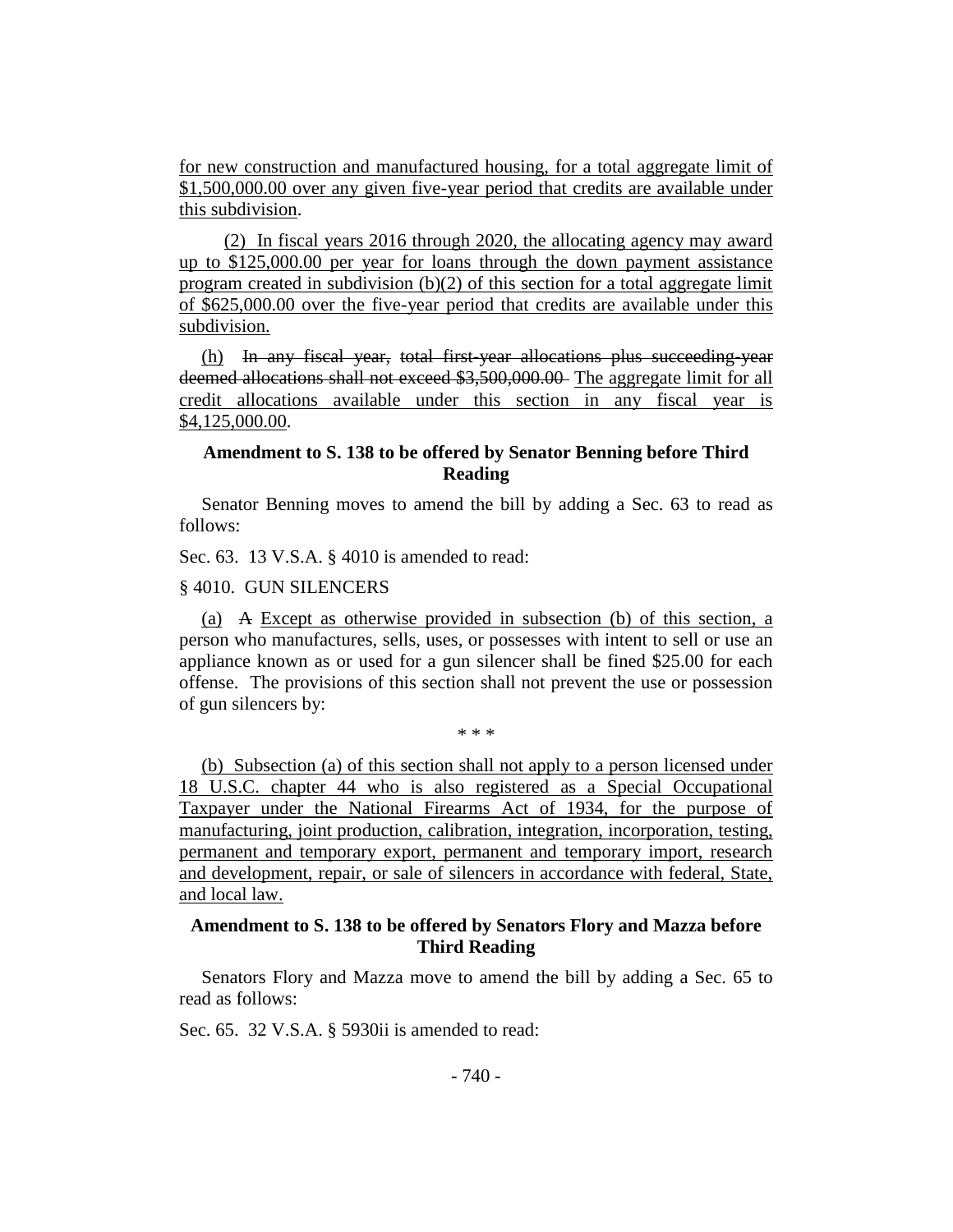for new construction and manufactured housing, for a total aggregate limit of $1,500,000.00 over any given five-year period that credits are available under this subdivision.

(2) In fiscal years 2016 through 2020, the allocating agency may award up to $125,000.00 per year for loans through the down payment assistance program created in subdivision (b)(2) of this section for a total aggregate limit of $625,000.00 over the five-year period that credits are available under this subdivision.

(h) ~~In any fiscal year, total first-year allocations plus succeeding-year deemed allocations shall not exceed $3,500,000.00~~ The aggregate limit for all credit allocations available under this section in any fiscal year is $4,125,000.00.

**Amendment to S. 138 to be offered by Senator Benning before Third Reading**

Senator Benning moves to amend the bill by adding a Sec. 63 to read as follows:

Sec. 63. 13 V.S.A. § 4010 is amended to read:

§ 4010. GUN SILENCERS

(a) ~~A~~ Except as otherwise provided in subsection (b) of this section, a person who manufactures, sells, uses, or possesses with intent to sell or use an appliance known as or used for a gun silencer shall be fined $25.00 for each offense. The provisions of this section shall not prevent the use or possession of gun silencers by:

\* \* \*

(b) Subsection (a) of this section shall not apply to a person licensed under 18 U.S.C. chapter 44 who is also registered as a Special Occupational Taxpayer under the National Firearms Act of 1934, for the purpose of manufacturing, joint production, calibration, integration, incorporation, testing, permanent and temporary export, permanent and temporary import, research and development, repair, or sale of silencers in accordance with federal, State, and local law.

**Amendment to S. 138 to be offered by Senators Flory and Mazza before Third Reading**

Senators Flory and Mazza move to amend the bill by adding a Sec. 65 to read as follows:

Sec. 65. 32 V.S.A. § 5930ii is amended to read: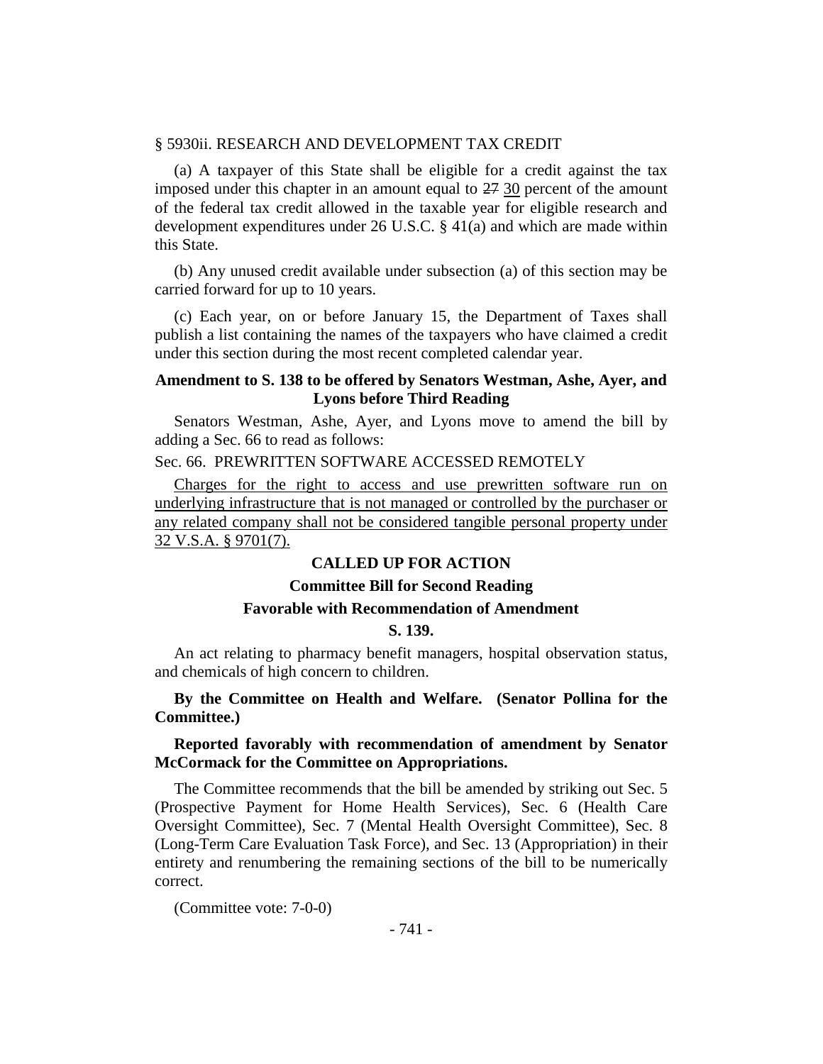§ 5930ii. RESEARCH AND DEVELOPMENT TAX CREDIT

(a) A taxpayer of this State shall be eligible for a credit against the tax imposed under this chapter in an amount equal to ~~27~~ 30 percent of the amount of the federal tax credit allowed in the taxable year for eligible research and development expenditures under 26 U.S.C. § 41(a) and which are made within this State.

(b) Any unused credit available under subsection (a) of this section may be carried forward for up to 10 years.

(c) Each year, on or before January 15, the Department of Taxes shall publish a list containing the names of the taxpayers who have claimed a credit under this section during the most recent completed calendar year.

**Amendment to S. 138 to be offered by Senators Westman, Ashe, Ayer, and Lyons before Third Reading**

Senators Westman, Ashe, Ayer, and Lyons move to amend the bill by adding a Sec. 66 to read as follows:

Sec. 66. PREWRITTEN SOFTWARE ACCESSED REMOTELY

Charges for the right to access and use prewritten software run on underlying infrastructure that is not managed or controlled by the purchaser or any related company shall not be considered tangible personal property under 32 V.S.A. § 9701(7).

**CALLED UP FOR ACTION**

**Committee Bill for Second Reading**

**Favorable with Recommendation of Amendment**

**S. 139.**

An act relating to pharmacy benefit managers, hospital observation status, and chemicals of high concern to children.

**By the Committee on Health and Welfare. (Senator Pollina for the Committee.)**

**Reported favorably with recommendation of amendment by Senator McCormack for the Committee on Appropriations.**

The Committee recommends that the bill be amended by striking out Sec. 5 (Prospective Payment for Home Health Services), Sec. 6 (Health Care Oversight Committee), Sec. 7 (Mental Health Oversight Committee), Sec. 8 (Long-Term Care Evaluation Task Force), and Sec. 13 (Appropriation) in their entirety and renumbering the remaining sections of the bill to be numerically correct.

(Committee vote: 7-0-0)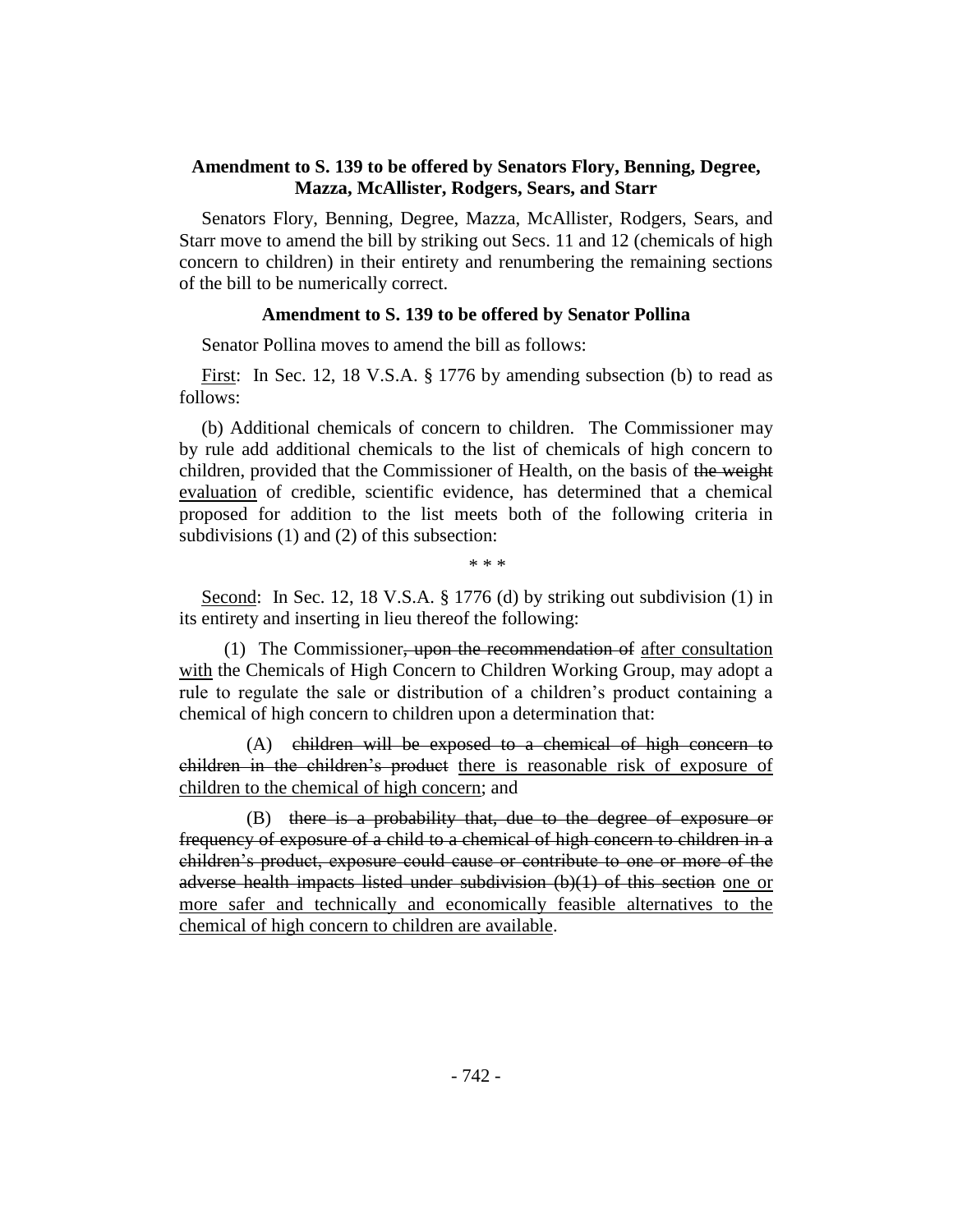**Amendment to S. 139 to be offered by Senators Flory, Benning, Degree, Mazza, McAllister, Rodgers, Sears, and Starr**

Senators Flory, Benning, Degree, Mazza, McAllister, Rodgers, Sears, and Starr move to amend the bill by striking out Secs. 11 and 12 (chemicals of high concern to children) in their entirety and renumbering the remaining sections of the bill to be numerically correct.

**Amendment to S. 139 to be offered by Senator Pollina**

Senator Pollina moves to amend the bill as follows:

<u>First</u>: In Sec. 12, 18 V.S.A. § 1776 by amending subsection (b) to read as follows:

(b) Additional chemicals of concern to children. The Commissioner may by rule add additional chemicals to the list of chemicals of high concern to children, provided that the Commissioner of Health, on the basis of ~~the weight~~ <u>evaluation</u> of credible, scientific evidence, has determined that a chemical proposed for addition to the list meets both of the following criteria in subdivisions (1) and (2) of this subsection:

\* \* \*

<u>Second</u>: In Sec. 12, 18 V.S.A. § 1776 (d) by striking out subdivision (1) in its entirety and inserting in lieu thereof the following:

(1) The Commissioner~~, upon the recommendation of~~ <u>after consultation with</u> the Chemicals of High Concern to Children Working Group, may adopt a rule to regulate the sale or distribution of a children's product containing a chemical of high concern to children upon a determination that:

(A) ~~children will be exposed to a chemical of high concern to children in the children's product~~ <u>there is reasonable risk of exposure of children to the chemical of high concern</u>; and

(B) ~~there is a probability that, due to the degree of exposure or frequency of exposure of a child to a chemical of high concern to children in a children's product, exposure could cause or contribute to one or more of the adverse health impacts listed under subdivision (b)(1) of this section~~ <u>one or more safer and technically and economically feasible alternatives to the chemical of high concern to children are available</u>.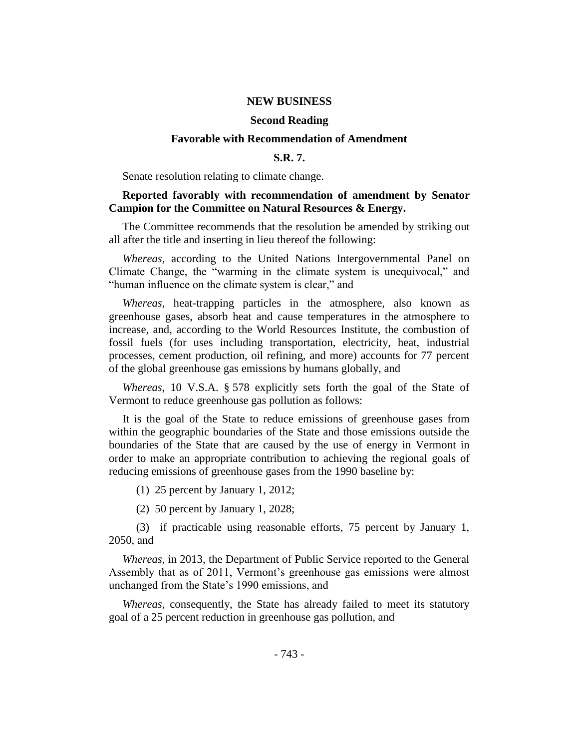## NEW BUSINESS

### Second Reading

### Favorable with Recommendation of Amendment

### S.R. 7.

Senate resolution relating to climate change.

**Reported favorably with recommendation of amendment by Senator Campion for the Committee on Natural Resources & Energy.**

The Committee recommends that the resolution be amended by striking out all after the title and inserting in lieu thereof the following:

*Whereas*, according to the United Nations Intergovernmental Panel on Climate Change, the "warming in the climate system is unequivocal," and "human influence on the climate system is clear," and

*Whereas*, heat-trapping particles in the atmosphere, also known as greenhouse gases, absorb heat and cause temperatures in the atmosphere to increase, and, according to the World Resources Institute, the combustion of fossil fuels (for uses including transportation, electricity, heat, industrial processes, cement production, oil refining, and more) accounts for 77 percent of the global greenhouse gas emissions by humans globally, and

*Whereas*, 10 V.S.A. § 578 explicitly sets forth the goal of the State of Vermont to reduce greenhouse gas pollution as follows:

It is the goal of the State to reduce emissions of greenhouse gases from within the geographic boundaries of the State and those emissions outside the boundaries of the State that are caused by the use of energy in Vermont in order to make an appropriate contribution to achieving the regional goals of reducing emissions of greenhouse gases from the 1990 baseline by:

(1) 25 percent by January 1, 2012;

(2) 50 percent by January 1, 2028;

(3) if practicable using reasonable efforts, 75 percent by January 1, 2050, and

*Whereas*, in 2013, the Department of Public Service reported to the General Assembly that as of 2011, Vermont's greenhouse gas emissions were almost unchanged from the State's 1990 emissions, and

*Whereas*, consequently, the State has already failed to meet its statutory goal of a 25 percent reduction in greenhouse gas pollution, and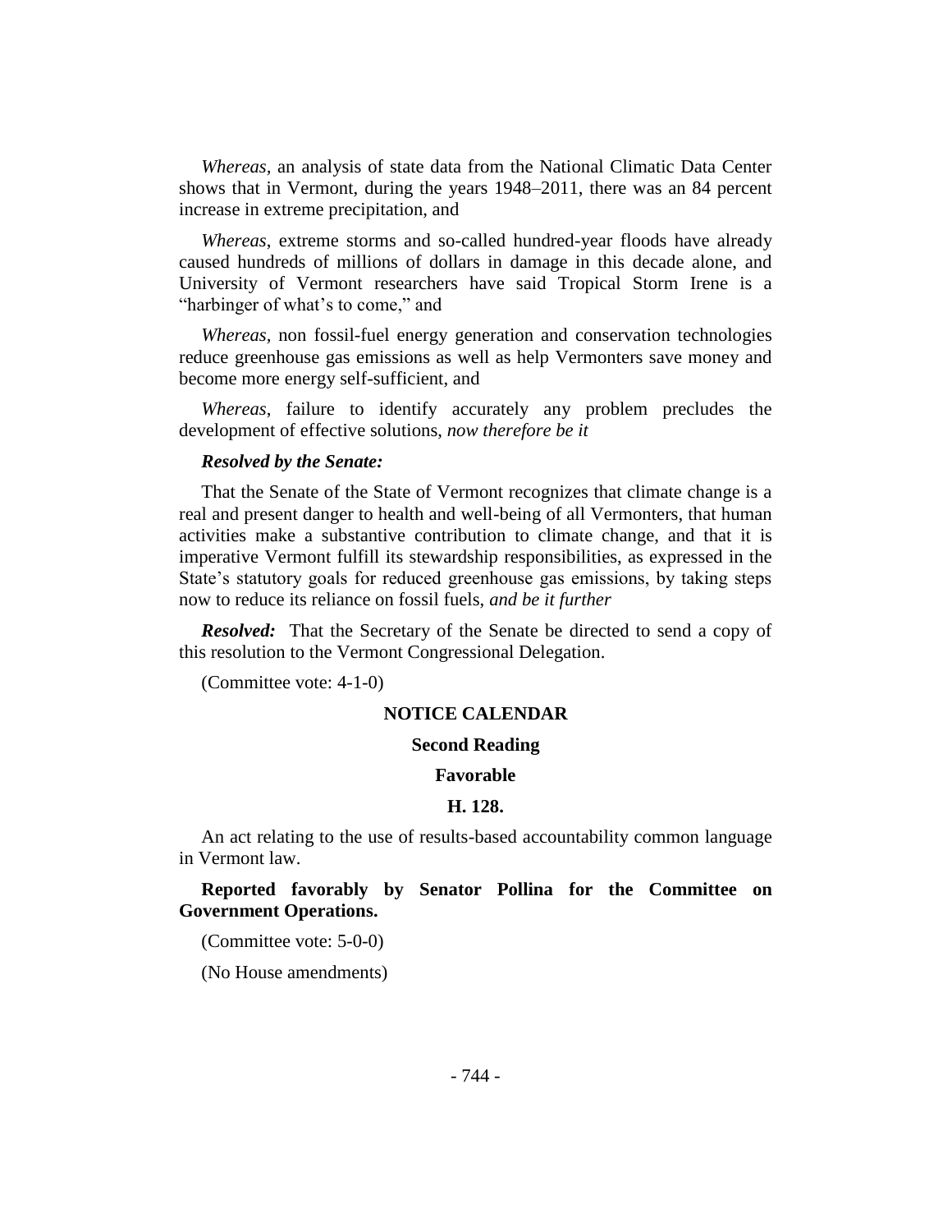*Whereas*, an analysis of state data from the National Climatic Data Center shows that in Vermont, during the years 1948–2011, there was an 84 percent increase in extreme precipitation, and

*Whereas*, extreme storms and so-called hundred-year floods have already caused hundreds of millions of dollars in damage in this decade alone, and University of Vermont researchers have said Tropical Storm Irene is a "harbinger of what's to come," and

*Whereas*, non fossil-fuel energy generation and conservation technologies reduce greenhouse gas emissions as well as help Vermonters save money and become more energy self-sufficient, and

*Whereas*, failure to identify accurately any problem precludes the development of effective solutions, *now therefore be it*

***Resolved by the Senate:***

That the Senate of the State of Vermont recognizes that climate change is a real and present danger to health and well-being of all Vermonters, that human activities make a substantive contribution to climate change, and that it is imperative Vermont fulfill its stewardship responsibilities, as expressed in the State's statutory goals for reduced greenhouse gas emissions, by taking steps now to reduce its reliance on fossil fuels, *and be it further*

***Resolved:*** That the Secretary of the Senate be directed to send a copy of this resolution to the Vermont Congressional Delegation.

(Committee vote: 4-1-0)

## NOTICE CALENDAR

### Second Reading

### Favorable

### H. 128.

An act relating to the use of results-based accountability common language in Vermont law.

**Reported favorably by Senator Pollina for the Committee on Government Operations.**

(Committee vote: 5-0-0)

(No House amendments)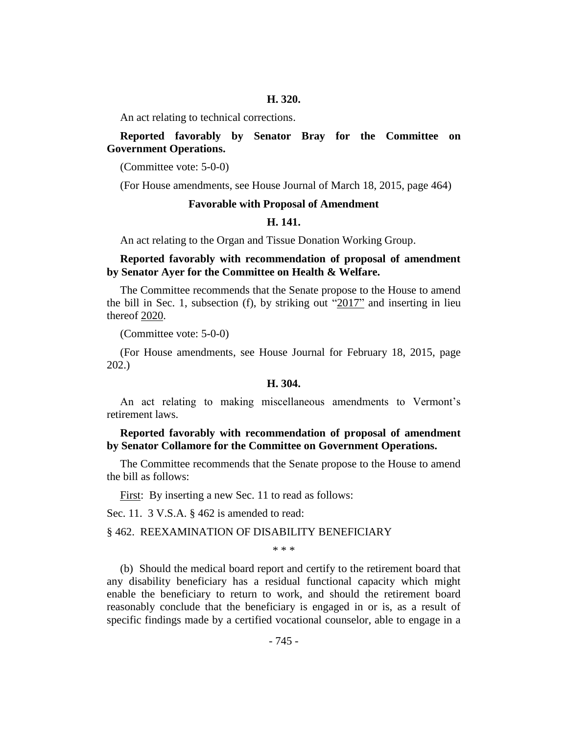**H. 320.**

An act relating to technical corrections.

**Reported favorably by Senator Bray for the Committee on Government Operations.**

(Committee vote: 5-0-0)

(For House amendments, see House Journal of March 18, 2015, page 464)

**Favorable with Proposal of Amendment**

**H. 141.**

An act relating to the Organ and Tissue Donation Working Group.

**Reported favorably with recommendation of proposal of amendment by Senator Ayer for the Committee on Health & Welfare.**

The Committee recommends that the Senate propose to the House to amend the bill in Sec. 1, subsection (f), by striking out "2017" and inserting in lieu thereof 2020.

(Committee vote: 5-0-0)

(For House amendments, see House Journal for February 18, 2015, page 202.)

**H. 304.**

An act relating to making miscellaneous amendments to Vermont's retirement laws.

**Reported favorably with recommendation of proposal of amendment by Senator Collamore for the Committee on Government Operations.**

The Committee recommends that the Senate propose to the House to amend the bill as follows:

First: By inserting a new Sec. 11 to read as follows:

Sec. 11. 3 V.S.A. § 462 is amended to read:

§ 462. REEXAMINATION OF DISABILITY BENEFICIARY

\* \* \*

(b) Should the medical board report and certify to the retirement board that any disability beneficiary has a residual functional capacity which might enable the beneficiary to return to work, and should the retirement board reasonably conclude that the beneficiary is engaged in or is, as a result of specific findings made by a certified vocational counselor, able to engage in a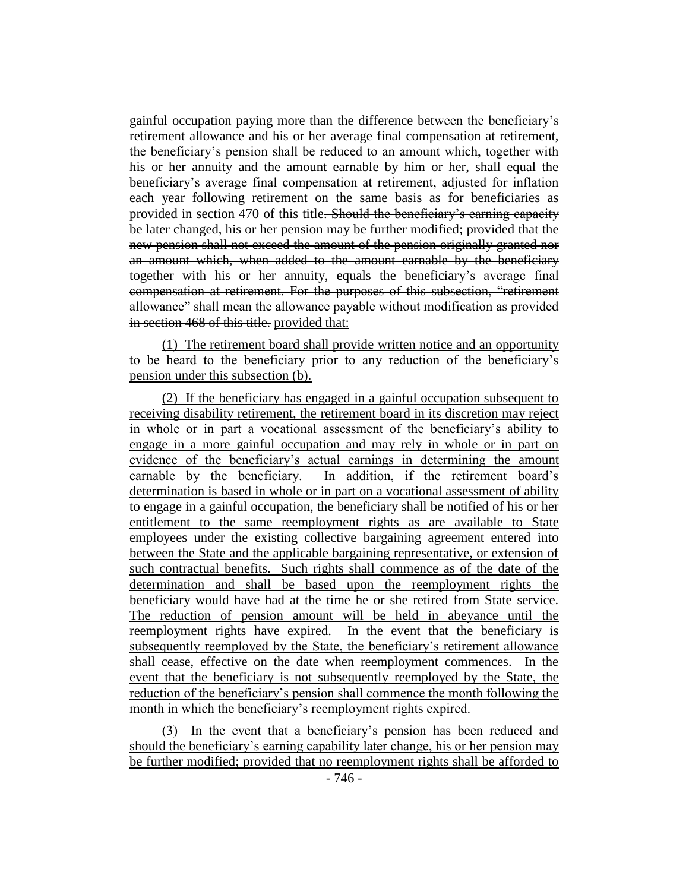gainful occupation paying more than the difference between the beneficiary's retirement allowance and his or her average final compensation at retirement, the beneficiary's pension shall be reduced to an amount which, together with his or her annuity and the amount earnable by him or her, shall equal the beneficiary's average final compensation at retirement, adjusted for inflation each year following retirement on the same basis as for beneficiaries as provided in section 470 of this title~~. Should the beneficiary's earning capacity be later changed, his or her pension may be further modified; provided that the new pension shall not exceed the amount of the pension originally granted nor an amount which, when added to the amount earnable by the beneficiary together with his or her annuity, equals the beneficiary's average final compensation at retirement. For the purposes of this subsection, "retirement allowance" shall mean the allowance payable without modification as provided in section 468 of this title.~~ provided that:

(1) The retirement board shall provide written notice and an opportunity to be heard to the beneficiary prior to any reduction of the beneficiary's pension under this subsection (b).

(2) If the beneficiary has engaged in a gainful occupation subsequent to receiving disability retirement, the retirement board in its discretion may reject in whole or in part a vocational assessment of the beneficiary's ability to engage in a more gainful occupation and may rely in whole or in part on evidence of the beneficiary's actual earnings in determining the amount earnable by the beneficiary. In addition, if the retirement board's determination is based in whole or in part on a vocational assessment of ability to engage in a gainful occupation, the beneficiary shall be notified of his or her entitlement to the same reemployment rights as are available to State employees under the existing collective bargaining agreement entered into between the State and the applicable bargaining representative, or extension of such contractual benefits. Such rights shall commence as of the date of the determination and shall be based upon the reemployment rights the beneficiary would have had at the time he or she retired from State service. The reduction of pension amount will be held in abeyance until the reemployment rights have expired. In the event that the beneficiary is subsequently reemployed by the State, the beneficiary's retirement allowance shall cease, effective on the date when reemployment commences. In the event that the beneficiary is not subsequently reemployed by the State, the reduction of the beneficiary's pension shall commence the month following the month in which the beneficiary's reemployment rights expired.

(3) In the event that a beneficiary's pension has been reduced and should the beneficiary's earning capability later change, his or her pension may be further modified; provided that no reemployment rights shall be afforded to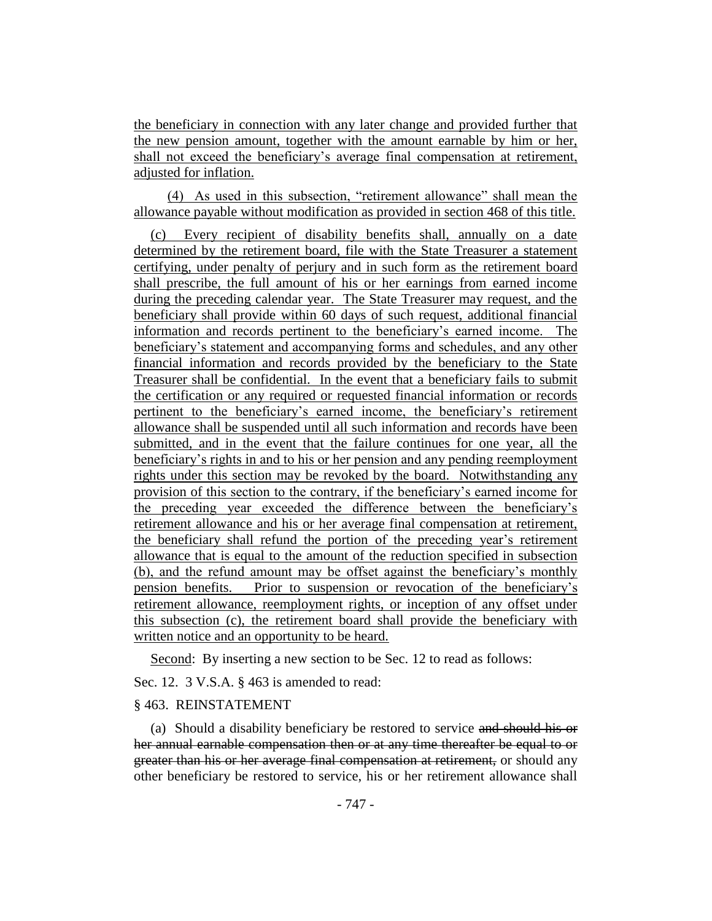the beneficiary in connection with any later change and provided further that the new pension amount, together with the amount earnable by him or her, shall not exceed the beneficiary's average final compensation at retirement, adjusted for inflation.

(4) As used in this subsection, "retirement allowance" shall mean the allowance payable without modification as provided in section 468 of this title.

(c) Every recipient of disability benefits shall, annually on a date determined by the retirement board, file with the State Treasurer a statement certifying, under penalty of perjury and in such form as the retirement board shall prescribe, the full amount of his or her earnings from earned income during the preceding calendar year. The State Treasurer may request, and the beneficiary shall provide within 60 days of such request, additional financial information and records pertinent to the beneficiary's earned income. The beneficiary's statement and accompanying forms and schedules, and any other financial information and records provided by the beneficiary to the State Treasurer shall be confidential. In the event that a beneficiary fails to submit the certification or any required or requested financial information or records pertinent to the beneficiary's earned income, the beneficiary's retirement allowance shall be suspended until all such information and records have been submitted, and in the event that the failure continues for one year, all the beneficiary's rights in and to his or her pension and any pending reemployment rights under this section may be revoked by the board. Notwithstanding any provision of this section to the contrary, if the beneficiary's earned income for the preceding year exceeded the difference between the beneficiary's retirement allowance and his or her average final compensation at retirement, the beneficiary shall refund the portion of the preceding year's retirement allowance that is equal to the amount of the reduction specified in subsection (b), and the refund amount may be offset against the beneficiary's monthly pension benefits. Prior to suspension or revocation of the beneficiary's retirement allowance, reemployment rights, or inception of any offset under this subsection (c), the retirement board shall provide the beneficiary with written notice and an opportunity to be heard.

Second: By inserting a new section to be Sec. 12 to read as follows:

Sec. 12. 3 V.S.A. § 463 is amended to read:

§ 463. REINSTATEMENT

(a) Should a disability beneficiary be restored to service ~~and should his or her annual earnable compensation then or at any time thereafter be equal to or greater than his or her average final compensation at retirement,~~ or should any other beneficiary be restored to service, his or her retirement allowance shall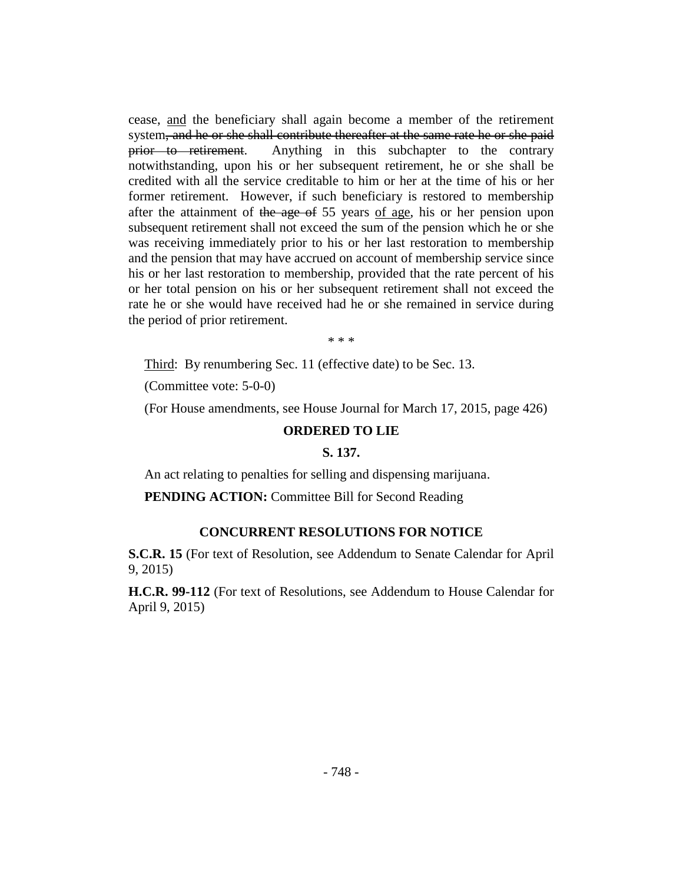cease, <u>and</u> the beneficiary shall again become a member of the retirement system~~, and he or she shall contribute thereafter at the same rate he or she paid prior to retirement~~. Anything in this subchapter to the contrary notwithstanding, upon his or her subsequent retirement, he or she shall be credited with all the service creditable to him or her at the time of his or her former retirement. However, if such beneficiary is restored to membership after the attainment of ~~the age of~~ 55 years <u>of age</u>, his or her pension upon subsequent retirement shall not exceed the sum of the pension which he or she was receiving immediately prior to his or her last restoration to membership and the pension that may have accrued on account of membership service since his or her last restoration to membership, provided that the rate percent of his or her total pension on his or her subsequent retirement shall not exceed the rate he or she would have received had he or she remained in service during the period of prior retirement.

\* \* \*

<u>Third</u>: By renumbering Sec. 11 (effective date) to be Sec. 13.

(Committee vote: 5-0-0)

(For House amendments, see House Journal for March 17, 2015, page 426)

**ORDERED TO LIE**

**S. 137.**

An act relating to penalties for selling and dispensing marijuana.

**PENDING ACTION:** Committee Bill for Second Reading

**CONCURRENT RESOLUTIONS FOR NOTICE**

**S.C.R. 15** (For text of Resolution, see Addendum to Senate Calendar for April 9, 2015)

**H.C.R. 99-112** (For text of Resolutions, see Addendum to House Calendar for April 9, 2015)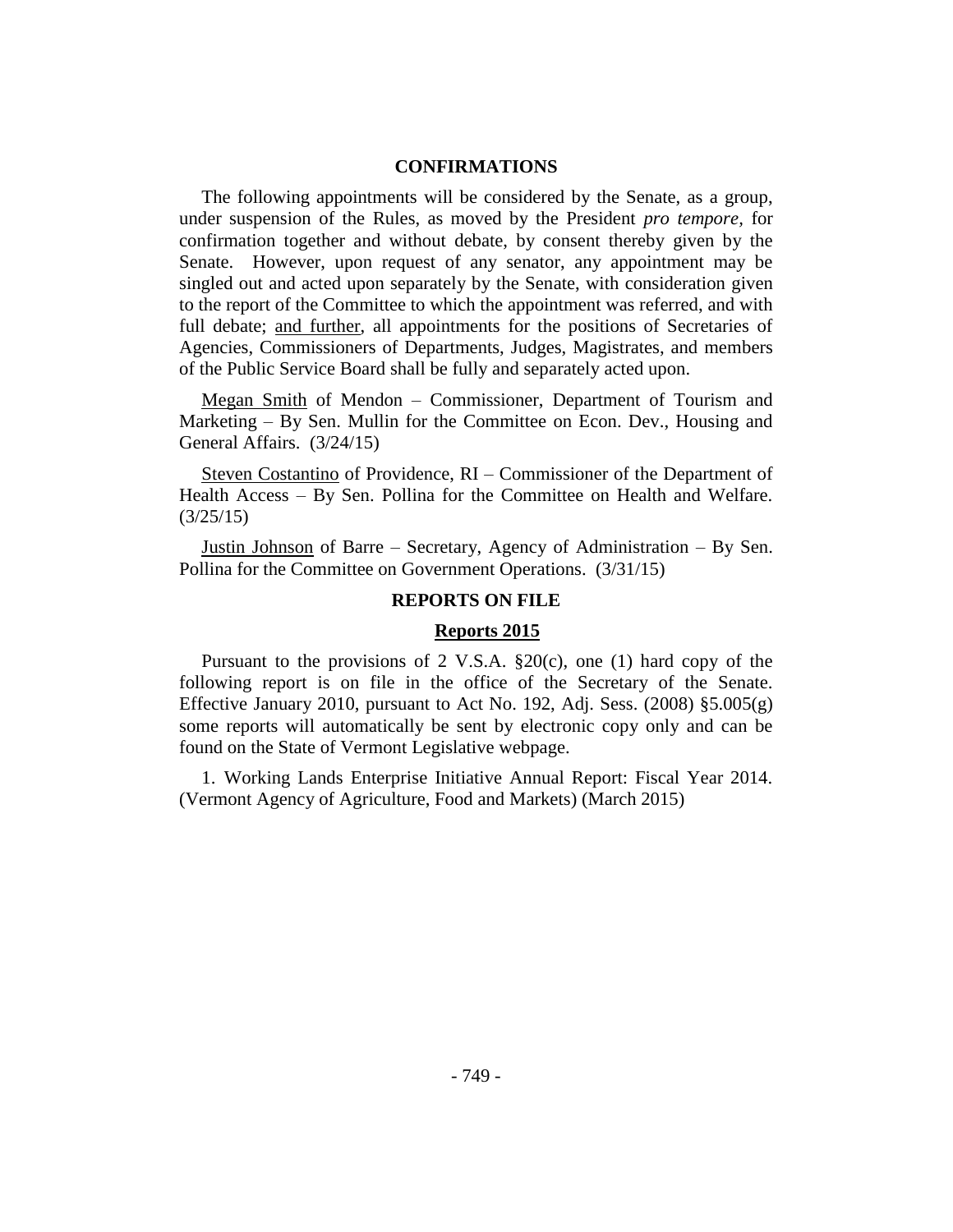**CONFIRMATIONS**

The following appointments will be considered by the Senate, as a group, under suspension of the Rules, as moved by the President *pro tempore,* for confirmation together and without debate, by consent thereby given by the Senate. However, upon request of any senator, any appointment may be singled out and acted upon separately by the Senate, with consideration given to the report of the Committee to which the appointment was referred, and with full debate; and further, all appointments for the positions of Secretaries of Agencies, Commissioners of Departments, Judges, Magistrates, and members of the Public Service Board shall be fully and separately acted upon.

Megan Smith of Mendon – Commissioner, Department of Tourism and Marketing – By Sen. Mullin for the Committee on Econ. Dev., Housing and General Affairs. (3/24/15)

Steven Costantino of Providence, RI – Commissioner of the Department of Health Access – By Sen. Pollina for the Committee on Health and Welfare. (3/25/15)

Justin Johnson of Barre – Secretary, Agency of Administration – By Sen. Pollina for the Committee on Government Operations. (3/31/15)

**REPORTS ON FILE**

**Reports 2015**

Pursuant to the provisions of 2 V.S.A. §20(c), one (1) hard copy of the following report is on file in the office of the Secretary of the Senate. Effective January 2010, pursuant to Act No. 192, Adj. Sess. (2008) §5.005(g) some reports will automatically be sent by electronic copy only and can be found on the State of Vermont Legislative webpage.

1. Working Lands Enterprise Initiative Annual Report: Fiscal Year 2014. (Vermont Agency of Agriculture, Food and Markets) (March 2015)